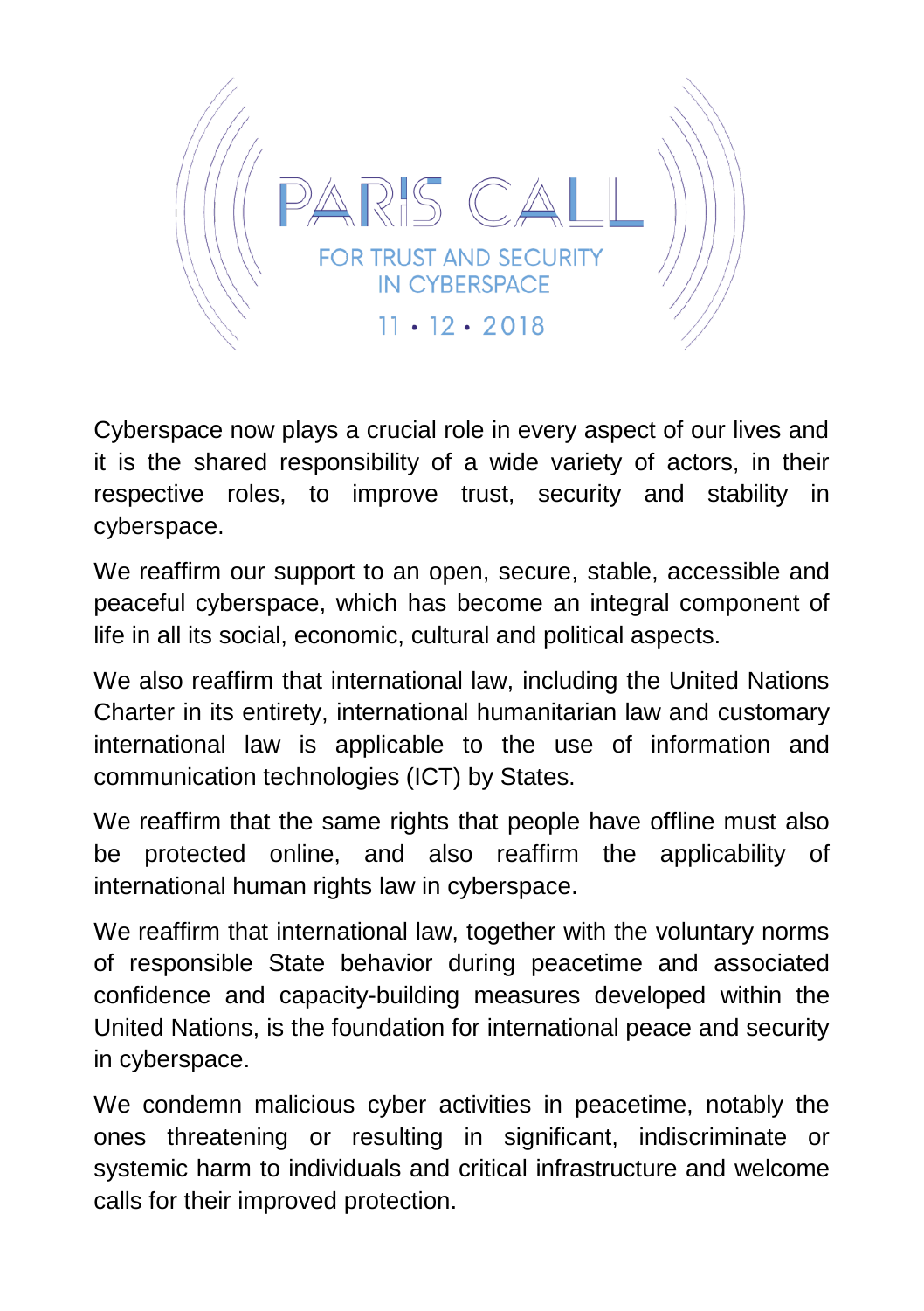# PARIS CALL

## FOR TRUST AND SECURITY IN CYBERSPACE

11 • 12 • 2018

Cyberspace now plays a crucial role in every aspect of our lives and it is the shared responsibility of a wide variety of actors, in their respective roles, to improve trust, security and stability in cyberspace.

We reaffirm our support to an open, secure, stable, accessible and peaceful cyberspace, which has become an integral component of life in all its social, economic, cultural and political aspects.

We also reaffirm that international law, including the United Nations Charter in its entirety, international humanitarian law and customary international law is applicable to the use of information and communication technologies (ICT) by States.

We reaffirm that the same rights that people have offline must also be protected online, and also reaffirm the applicability of international human rights law in cyberspace.

We reaffirm that international law, together with the voluntary norms of responsible State behavior during peacetime and associated confidence and capacity-building measures developed within the United Nations, is the foundation for international peace and security in cyberspace.

We condemn malicious cyber activities in peacetime, notably the ones threatening or resulting in significant, indiscriminate or systemic harm to individuals and critical infrastructure and welcome calls for their improved protection.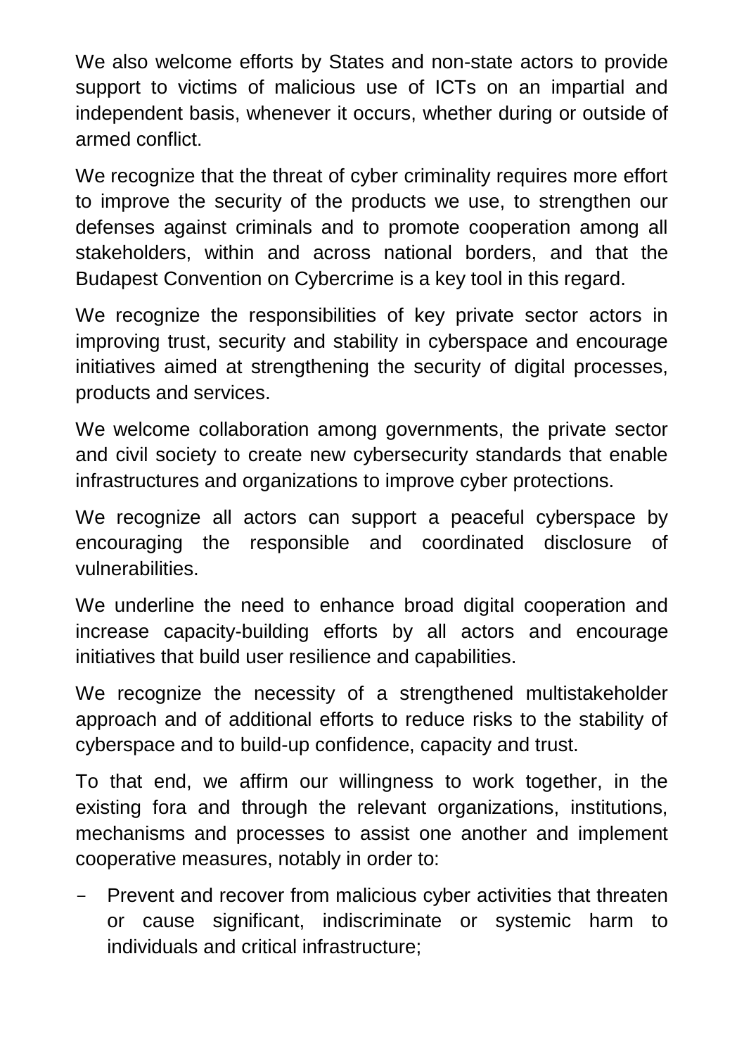We also welcome efforts by States and non-state actors to provide support to victims of malicious use of ICTs on an impartial and independent basis, whenever it occurs, whether during or outside of armed conflict.

We recognize that the threat of cyber criminality requires more effort to improve the security of the products we use, to strengthen our defenses against criminals and to promote cooperation among all stakeholders, within and across national borders, and that the Budapest Convention on Cybercrime is a key tool in this regard.

We recognize the responsibilities of key private sector actors in improving trust, security and stability in cyberspace and encourage initiatives aimed at strengthening the security of digital processes, products and services.

We welcome collaboration among governments, the private sector and civil society to create new cybersecurity standards that enable infrastructures and organizations to improve cyber protections.

We recognize all actors can support a peaceful cyberspace by encouraging the responsible and coordinated disclosure of vulnerabilities.

We underline the need to enhance broad digital cooperation and increase capacity-building efforts by all actors and encourage initiatives that build user resilience and capabilities.

We recognize the necessity of a strengthened multistakeholder approach and of additional efforts to reduce risks to the stability of cyberspace and to build-up confidence, capacity and trust.

To that end, we affirm our willingness to work together, in the existing fora and through the relevant organizations, institutions, mechanisms and processes to assist one another and implement cooperative measures, notably in order to:

- Prevent and recover from malicious cyber activities that threaten or cause significant, indiscriminate or systemic harm to individuals and critical infrastructure;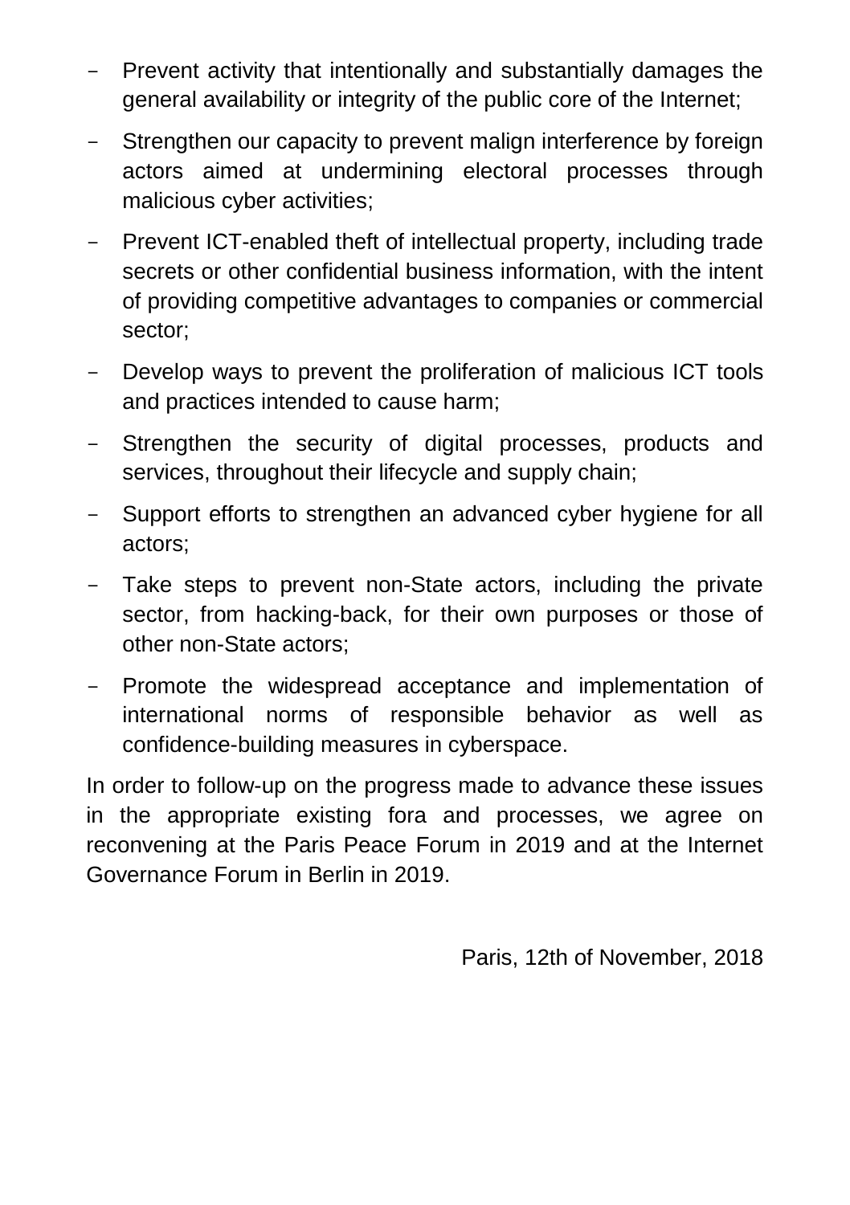- Prevent activity that intentionally and substantially damages the general availability or integrity of the public core of the Internet;
- Strengthen our capacity to prevent malign interference by foreign actors aimed at undermining electoral processes through malicious cyber activities;
- Prevent ICT-enabled theft of intellectual property, including trade secrets or other confidential business information, with the intent of providing competitive advantages to companies or commercial sector;
- Develop ways to prevent the proliferation of malicious ICT tools and practices intended to cause harm;
- Strengthen the security of digital processes, products and services, throughout their lifecycle and supply chain;
- Support efforts to strengthen an advanced cyber hygiene for all actors;
- Take steps to prevent non-State actors, including the private sector, from hacking-back, for their own purposes or those of other non-State actors;
- Promote the widespread acceptance and implementation of international norms of responsible behavior as well as confidence-building measures in cyberspace.

In order to follow-up on the progress made to advance these issues in the appropriate existing fora and processes, we agree on reconvening at the Paris Peace Forum in 2019 and at the Internet Governance Forum in Berlin in 2019.

Paris, 12th of November, 2018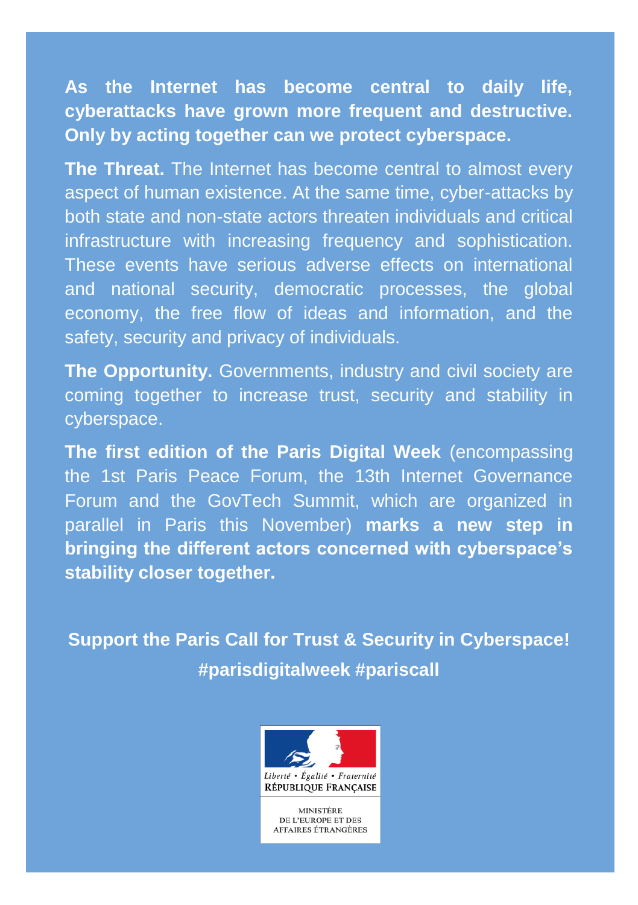**As the Internet has become central to daily life, cyberattacks have grown more frequent and destructive. Only by acting together can we protect cyberspace.**

**The Threat.** The Internet has become central to almost every aspect of human existence. At the same time, cyber-attacks by both state and non-state actors threaten individuals and critical infrastructure with increasing frequency and sophistication. These events have serious adverse effects on international and national security, democratic processes, the global economy, the free flow of ideas and information, and the safety, security and privacy of individuals.

**The Opportunity.** Governments, industry and civil society are coming together to increase trust, security and stability in cyberspace.

**The first edition of the Paris Digital Week** (encompassing the 1st Paris Peace Forum, the 13th Internet Governance Forum and the GovTech Summit, which are organized in parallel in Paris this November) **marks a new step in bringing the different actors concerned with cyberspace's stability closer together.**

**Support the Paris Call for Trust & Security in Cyberspace!**

**#parisdigitalweek #pariscall**

Liberté • Égalité • Fraternité
RÉPUBLIQUE FRANÇAISE

MINISTÈRE
DE L'EUROPE ET DES
AFFAIRES ÉTRANGÈRES